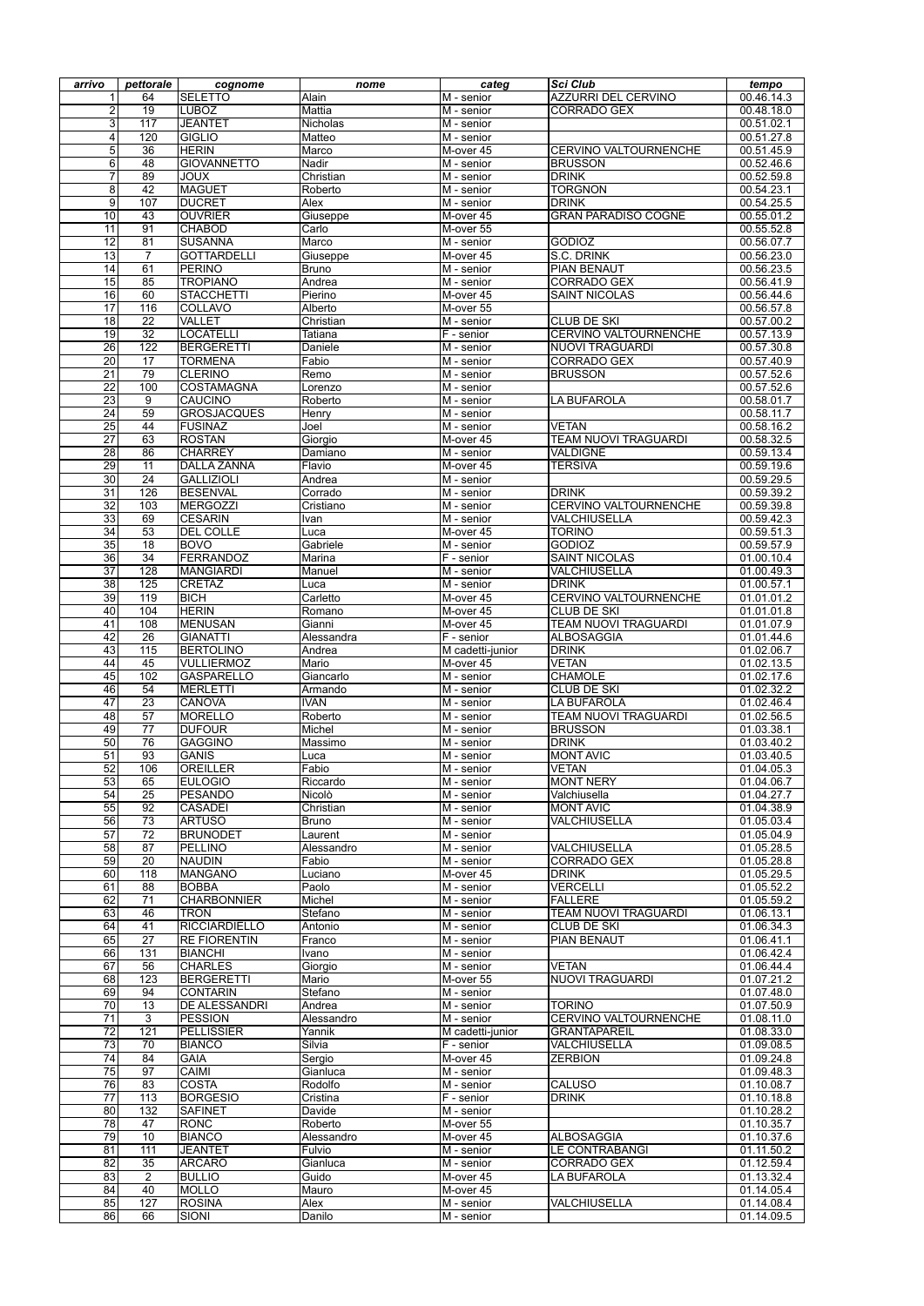| *arrivo* | *pettorale* | *cognome* | *nome* | *categ* | *Sci Club* | *tempo* |
|---|---|---|---|---|---|---|
| 1 | 64 | SELETTO | Alain | M - senior | AZZURRI DEL CERVINO | 00.46.14.3 |
| 2 | 19 | LUBOZ | Mattia | M - senior | CORRADO GEX | 00.48.18.0 |
| 3 | 117 | JEANTET | Nicholas | M - senior | | 00.51.02.1 |
| 4 | 120 | GIGLIO | Matteo | M - senior | | 00.51.27.8 |
| 5 | 36 | HERIN | Marco | M-over 45 | CERVINO VALTOURNENCHE | 00.51.45.9 |
| 6 | 48 | GIOVANNETTO | Nadir | M - senior | BRUSSON | 00.52.46.6 |
| 7 | 89 | JOUX | Christian | M - senior | DRINK | 00.52.59.8 |
| 8 | 42 | MAGUET | Roberto | M - senior | TORGNON | 00.54.23.1 |
| 9 | 107 | DUCRET | Alex | M - senior | DRINK | 00.54.25.5 |
| 10 | 43 | OUVRIER | Giuseppe | M-over 45 | GRAN PARADISO COGNE | 00.55.01.2 |
| 11 | 91 | CHABOD | Carlo | M-over 55 | | 00.55.52.8 |
| 12 | 81 | SUSANNA | Marco | M - senior | GODIOZ | 00.56.07.7 |
| 13 | 7 | GOTTARDELLI | Giuseppe | M-over 45 | S.C. DRINK | 00.56.23.0 |
| 14 | 61 | PERINO | Bruno | M - senior | PIAN BENAUT | 00.56.23.5 |
| 15 | 85 | TROPIANO | Andrea | M - senior | CORRADO GEX | 00.56.41.9 |
| 16 | 60 | STACCHETTI | Pierino | M-over 45 | SAINT NICOLAS | 00.56.44.6 |
| 17 | 116 | COLLAVO | Alberto | M-over 55 | | 00.56.57.8 |
| 18 | 22 | VALLET | Christian | M - senior | CLUB DE SKI | 00.57.00.2 |
| 19 | 32 | LOCATELLI | Tatiana | F - senior | CERVINO VALTOURNENCHE | 00.57.13.9 |
| 26 | 122 | BERGERETTI | Daniele | M - senior | NUOVI TRAGUARDI | 00.57.30.8 |
| 20 | 17 | TORMENA | Fabio | M - senior | CORRADO GEX | 00.57.40.9 |
| 21 | 79 | CLERINO | Remo | M - senior | BRUSSON | 00.57.52.6 |
| 22 | 100 | COSTAMAGNA | Lorenzo | M - senior | | 00.57.52.6 |
| 23 | 9 | CAUCINO | Roberto | M - senior | LA BUFAROLA | 00.58.01.7 |
| 24 | 59 | GROSJACQUES | Henry | M - senior | | 00.58.11.7 |
| 25 | 44 | FUSINAZ | Joel | M - senior | VETAN | 00.58.16.2 |
| 27 | 63 | ROSTAN | Giorgio | M-over 45 | TEAM NUOVI TRAGUARDI | 00.58.32.5 |
| 28 | 86 | CHARREY | Damiano | M - senior | VALDIGNE | 00.59.13.4 |
| 29 | 11 | DALLA ZANNA | Flavio | M-over 45 | TERSIVA | 00.59.19.6 |
| 30 | 24 | GALLIZIOLI | Andrea | M - senior | | 00.59.29.5 |
| 31 | 126 | BESENVAL | Corrado | M - senior | DRINK | 00.59.39.2 |
| 32 | 103 | MERGOZZI | Cristiano | M - senior | CERVINO VALTOURNENCHE | 00.59.39.8 |
| 33 | 69 | CESARIN | Ivan | M - senior | VALCHIUSELLA | 00.59.42.3 |
| 34 | 53 | DEL COLLE | Luca | M-over 45 | TORINO | 00.59.51.3 |
| 35 | 18 | BOVO | Gabriele | M - senior | GODIOZ | 00.59.57.9 |
| 36 | 34 | FERRANDOZ | Marina | F - senior | SAINT NICOLAS | 01.00.10.4 |
| 37 | 128 | MANGIARDI | Manuel | M - senior | VALCHIUSELLA | 01.00.49.3 |
| 38 | 125 | CRETAZ | Luca | M - senior | DRINK | 01.00.57.1 |
| 39 | 119 | BICH | Carletto | M-over 45 | CERVINO VALTOURNENCHE | 01.01.01.2 |
| 40 | 104 | HERIN | Romano | M-over 45 | CLUB DE SKI | 01.01.01.8 |
| 41 | 108 | MENUSAN | Gianni | M-over 45 | TEAM NUOVI TRAGUARDI | 01.01.07.9 |
| 42 | 26 | GIANATTI | Alessandra | F - senior | ALBOSAGGIA | 01.01.44.6 |
| 43 | 115 | BERTOLINO | Andrea | M cadetti-junior | DRINK | 01.02.06.7 |
| 44 | 45 | VULLIERMOZ | Mario | M-over 45 | VETAN | 01.02.13.5 |
| 45 | 102 | GASPARELLO | Giancarlo | M - senior | CHAMOLE | 01.02.17.6 |
| 46 | 54 | MERLETTI | Armando | M - senior | CLUB DE SKI | 01.02.32.2 |
| 47 | 23 | CANOVA | IVAN | M - senior | LA BUFAROLA | 01.02.46.4 |
| 48 | 57 | MORELLO | Roberto | M - senior | TEAM NUOVI TRAGUARDI | 01.02.56.5 |
| 49 | 77 | DUFOUR | Michel | M - senior | BRUSSON | 01.03.38.1 |
| 50 | 76 | GAGGINO | Massimo | M - senior | DRINK | 01.03.40.2 |
| 51 | 93 | GANIS | Luca | M - senior | MONT AVIC | 01.03.40.5 |
| 52 | 106 | OREILLER | Fabio | M - senior | VETAN | 01.04.05.3 |
| 53 | 65 | EULOGIO | Riccardo | M - senior | MONT NERY | 01.04.06.7 |
| 54 | 25 | PESANDO | Nicolò | M - senior | Valchiusella | 01.04.27.7 |
| 55 | 92 | CASADEI | Christian | M - senior | MONT AVIC | 01.04.38.9 |
| 56 | 73 | ARTUSO | Bruno | M - senior | VALCHIUSELLA | 01.05.03.4 |
| 57 | 72 | BRUNODET | Laurent | M - senior | | 01.05.04.9 |
| 58 | 87 | PELLINO | Alessandro | M - senior | VALCHIUSELLA | 01.05.28.5 |
| 59 | 20 | NAUDIN | Fabio | M - senior | CORRADO GEX | 01.05.28.8 |
| 60 | 118 | MANGANO | Luciano | M-over 45 | DRINK | 01.05.29.5 |
| 61 | 88 | BOBBA | Paolo | M - senior | VERCELLI | 01.05.52.2 |
| 62 | 71 | CHARBONNIER | Michel | M - senior | FALLERE | 01.05.59.2 |
| 63 | 46 | TRON | Stefano | M - senior | TEAM NUOVI TRAGUARDI | 01.06.13.1 |
| 64 | 41 | RICCIARDIELLO | Antonio | M - senior | CLUB DE SKI | 01.06.34.3 |
| 65 | 27 | RE FIORENTIN | Franco | M - senior | PIAN BENAUT | 01.06.41.1 |
| 66 | 131 | BIANCHI | Ivano | M - senior | | 01.06.42.4 |
| 67 | 56 | CHARLES | Giorgio | M - senior | VETAN | 01.06.44.4 |
| 68 | 123 | BERGERETTI | Mario | M-over 55 | NUOVI TRAGUARDI | 01.07.21.2 |
| 69 | 94 | CONTARIN | Stefano | M - senior | | 01.07.48.0 |
| 70 | 13 | DE ALESSANDRI | Andrea | M - senior | TORINO | 01.07.50.9 |
| 71 | 3 | PESSION | Alessandro | M - senior | CERVINO VALTOURNENCHE | 01.08.11.0 |
| 72 | 121 | PELLISSIER | Yannik | M cadetti-junior | GRANTAPAREIL | 01.08.33.0 |
| 73 | 70 | BIANCO | Silvia | F - senior | VALCHIUSELLA | 01.09.08.5 |
| 74 | 84 | GAIA | Sergio | M-over 45 | ZERBION | 01.09.24.8 |
| 75 | 97 | CAIMI | Gianluca | M - senior | | 01.09.48.3 |
| 76 | 83 | COSTA | Rodolfo | M - senior | CALUSO | 01.10.08.7 |
| 77 | 113 | BORGESIO | Cristina | F - senior | DRINK | 01.10.18.8 |
| 80 | 132 | SAFINET | Davide | M - senior | | 01.10.28.2 |
| 78 | 47 | RONC | Roberto | M-over 55 | | 01.10.35.7 |
| 79 | 10 | BIANCO | Alessandro | M-over 45 | ALBOSAGGIA | 01.10.37.6 |
| 81 | 111 | JEANTET | Fulvio | M - senior | LE CONTRABANGI | 01.11.50.2 |
| 82 | 35 | ARCARO | Gianluca | M - senior | CORRADO GEX | 01.12.59.4 |
| 83 | 2 | BULLIO | Guido | M-over 45 | LA BUFAROLA | 01.13.32.4 |
| 84 | 40 | MOLLO | Mauro | M-over 45 | | 01.14.05.4 |
| 85 | 127 | ROSINA | Alex | M - senior | VALCHIUSELLA | 01.14.08.4 |
| 86 | 66 | SIONI | Danilo | M - senior | | 01.14.09.5 |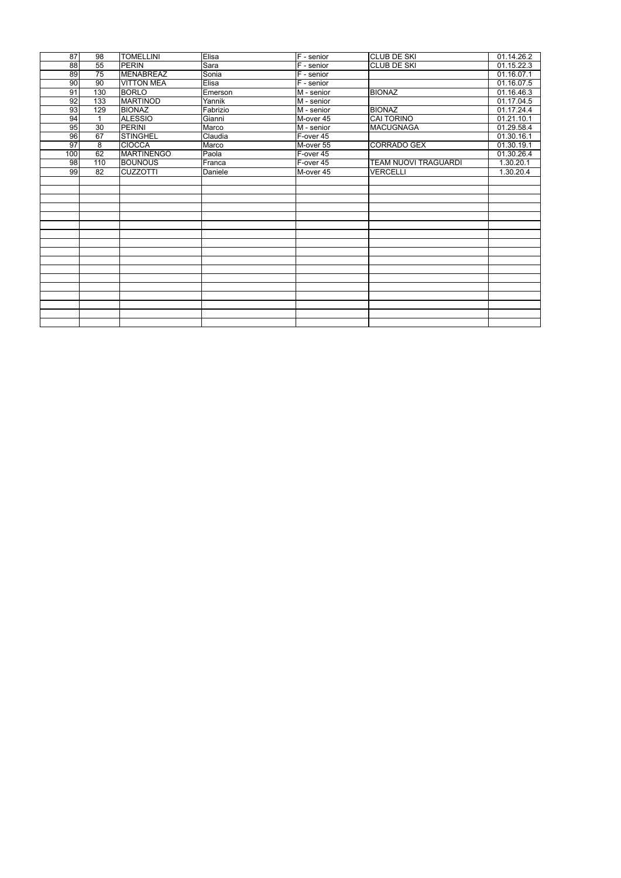| | | | | | | |
|---|---|---|---|---|---|---|
| 87 | 98 | TOMELLINI | Elisa | F - senior | CLUB DE SKI | 01.14.26.2 |
| 88 | 55 | PERIN | Sara | F - senior | CLUB DE SKI | 01.15.22.3 |
| 89 | 75 | MENABREAZ | Sonia | F - senior | | 01.16.07.1 |
| 90 | 90 | VITTON MEA | Elisa | F - senior | | 01.16.07.5 |
| 91 | 130 | BORLO | Emerson | M - senior | BIONAZ | 01.16.46.3 |
| 92 | 133 | MARTINOD | Yannik | M - senior | | 01.17.04.5 |
| 93 | 129 | BIONAZ | Fabrizio | M - senior | BIONAZ | 01.17.24.4 |
| 94 | 1 | ALESSIO | Gianni | M-over 45 | CAI TORINO | 01.21.10.1 |
| 95 | 30 | PERINI | Marco | M - senior | MACUGNAGA | 01.29.58.4 |
| 96 | 67 | STINGHEL | Claudia | F-over 45 | | 01.30.16.1 |
| 97 | 8 | CIOCCA | Marco | M-over 55 | CORRADO GEX | 01.30.19.1 |
| 100 | 62 | MARTINENGO | Paola | F-over 45 | | 01.30.26.4 |
| 98 | 110 | BOUNOUS | Franca | F-over 45 | TEAM NUOVI TRAGUARDI | 1.30.20.1 |
| 99 | 82 | CUZZOTTI | Daniele | M-over 45 | VERCELLI | 1.30.20.4 |